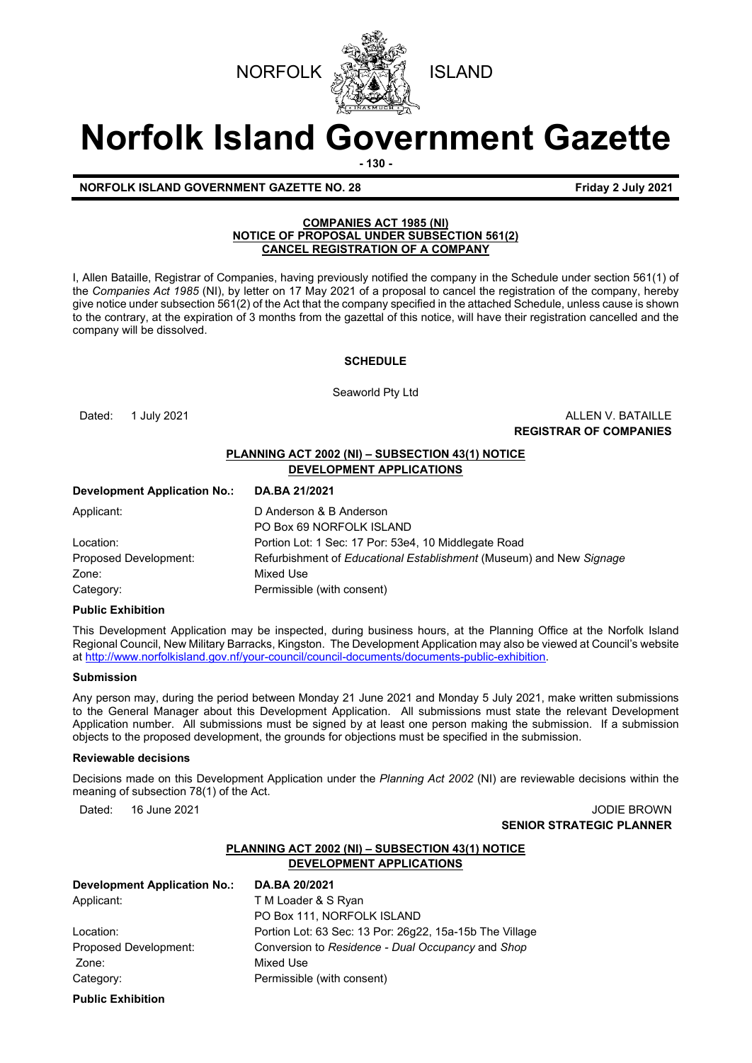NORFOLK ISLAND

# Norfolk Island Government Gazette

**NORFOLK ISLAND GOVERNMENT GAZETTE NO. 28** **Friday 2 July 2021**

**COMPANIES ACT 1985 (NI)**
**NOTICE OF PROPOSAL UNDER SUBSECTION 561(2)**
**CANCEL REGISTRATION OF A COMPANY**

I, Allen Bataille, Registrar of Companies, having previously notified the company in the Schedule under section 561(1) of the *Companies Act 1985* (NI), by letter on 17 May 2021 of a proposal to cancel the registration of the company, hereby give notice under subsection 561(2) of the Act that the company specified in the attached Schedule, unless cause is shown to the contrary, at the expiration of 3 months from the gazettal of this notice, will have their registration cancelled and the company will be dissolved.

**SCHEDULE**

Seaworld Pty Ltd

Dated: 1 July 2021

ALLEN V. BATAILLE
**REGISTRAR OF COMPANIES**

**PLANNING ACT 2002 (NI) – SUBSECTION 43(1) NOTICE**
**DEVELOPMENT APPLICATIONS**

| **Development Application No.:** | **DA.BA 21/2021** |
|---|---|
| Applicant: | D Anderson & B Anderson<br>PO Box 69 NORFOLK ISLAND |
| Location: | Portion Lot: 1 Sec: 17 Por: 53e4, 10 Middlegate Road |
| Proposed Development: | Refurbishment of *Educational Establishment* (Museum) and New *Signage* |
| Zone: | Mixed Use |
| Category: | Permissible (with consent) |

**Public Exhibition**

This Development Application may be inspected, during business hours, at the Planning Office at the Norfolk Island Regional Council, New Military Barracks, Kingston. The Development Application may also be viewed at Council's website at http://www.norfolkisland.gov.nf/your-council/council-documents/documents-public-exhibition.

**Submission**

Any person may, during the period between Monday 21 June 2021 and Monday 5 July 2021, make written submissions to the General Manager about this Development Application. All submissions must state the relevant Development Application number. All submissions must be signed by at least one person making the submission. If a submission objects to the proposed development, the grounds for objections must be specified in the submission.

**Reviewable decisions**

Decisions made on this Development Application under the *Planning Act 2002* (NI) are reviewable decisions within the meaning of subsection 78(1) of the Act.

Dated: 16 June 2021

JODIE BROWN
**SENIOR STRATEGIC PLANNER**

**PLANNING ACT 2002 (NI) – SUBSECTION 43(1) NOTICE**
**DEVELOPMENT APPLICATIONS**

| **Development Application No.:** | **DA.BA 20/2021** |
|---|---|
| Applicant: | T M Loader & S Ryan<br>PO Box 111, NORFOLK ISLAND |
| Location: | Portion Lot: 63 Sec: 13 Por: 26g22, 15a-15b The Village |
| Proposed Development: | Conversion to *Residence - Dual Occupancy* and *Shop* |
| Zone: | Mixed Use |
| Category: | Permissible (with consent) |

**Public Exhibition**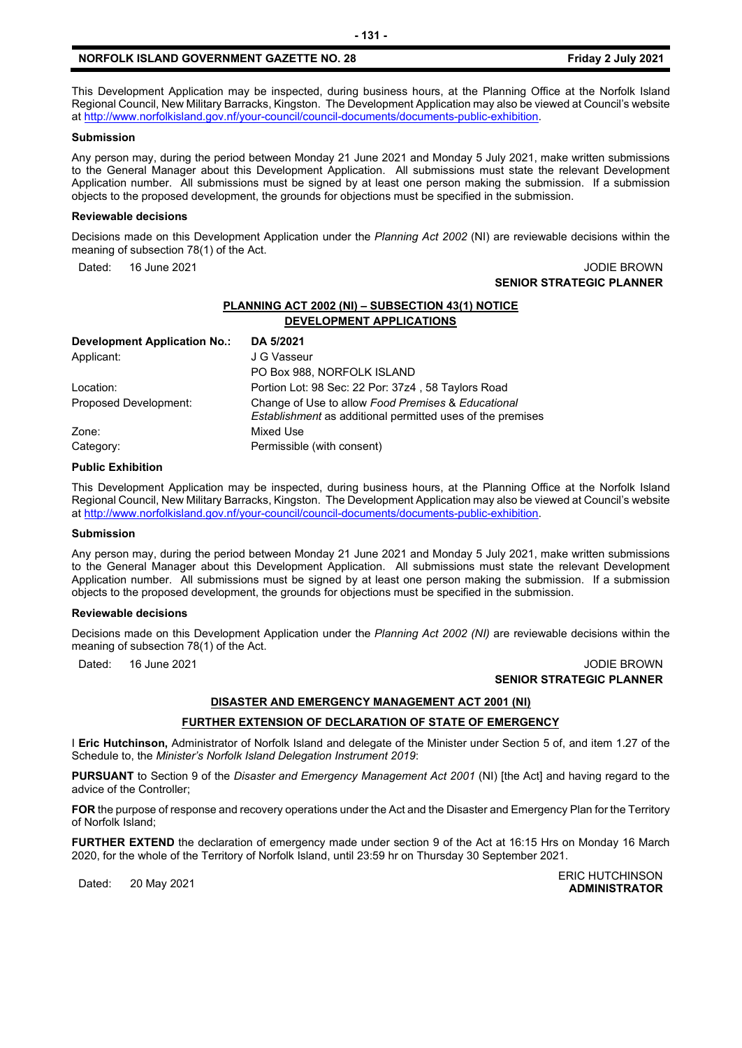This Development Application may be inspected, during business hours, at the Planning Office at the Norfolk Island Regional Council, New Military Barracks, Kingston. The Development Application may also be viewed at Council's website at http://www.norfolkisland.gov.nf/your-council/council-documents/documents-public-exhibition.

**Submission**

Any person may, during the period between Monday 21 June 2021 and Monday 5 July 2021, make written submissions to the General Manager about this Development Application. All submissions must state the relevant Development Application number. All submissions must be signed by at least one person making the submission. If a submission objects to the proposed development, the grounds for objections must be specified in the submission.

**Reviewable decisions**

Decisions made on this Development Application under the *Planning Act 2002* (NI) are reviewable decisions within the meaning of subsection 78(1) of the Act.

Dated: 16 June 2021

JODIE BROWN
**SENIOR STRATEGIC PLANNER**

## PLANNING ACT 2002 (NI) – SUBSECTION 43(1) NOTICE
## DEVELOPMENT APPLICATIONS

| **Development Application No.:** | **DA 5/2021** |
|---|---|
| Applicant: | J G Vasseur<br>PO Box 988, NORFOLK ISLAND |
| Location: | Portion Lot: 98 Sec: 22 Por: 37z4 , 58 Taylors Road |
| Proposed Development: | Change of Use to allow *Food Premises* & *Educational Establishment* as additional permitted uses of the premises |
| Zone: | Mixed Use |
| Category: | Permissible (with consent) |

**Public Exhibition**

This Development Application may be inspected, during business hours, at the Planning Office at the Norfolk Island Regional Council, New Military Barracks, Kingston. The Development Application may also be viewed at Council's website at http://www.norfolkisland.gov.nf/your-council/council-documents/documents-public-exhibition.

**Submission**

Any person may, during the period between Monday 21 June 2021 and Monday 5 July 2021, make written submissions to the General Manager about this Development Application. All submissions must state the relevant Development Application number. All submissions must be signed by at least one person making the submission. If a submission objects to the proposed development, the grounds for objections must be specified in the submission.

**Reviewable decisions**

Decisions made on this Development Application under the *Planning Act 2002 (NI)* are reviewable decisions within the meaning of subsection 78(1) of the Act.

Dated: 16 June 2021

JODIE BROWN
**SENIOR STRATEGIC PLANNER**

## DISASTER AND EMERGENCY MANAGEMENT ACT 2001 (NI)

## FURTHER EXTENSION OF DECLARATION OF STATE OF EMERGENCY

I **Eric Hutchinson,** Administrator of Norfolk Island and delegate of the Minister under Section 5 of, and item 1.27 of the Schedule to, the *Minister's Norfolk Island Delegation Instrument 2019*:

**PURSUANT** to Section 9 of the *Disaster and Emergency Management Act 2001* (NI) [the Act] and having regard to the advice of the Controller;

**FOR** the purpose of response and recovery operations under the Act and the Disaster and Emergency Plan for the Territory of Norfolk Island;

**FURTHER EXTEND** the declaration of emergency made under section 9 of the Act at 16:15 Hrs on Monday 16 March 2020, for the whole of the Territory of Norfolk Island, until 23:59 hr on Thursday 30 September 2021.

Dated: 20 May 2021

ERIC HUTCHINSON
**ADMINISTRATOR**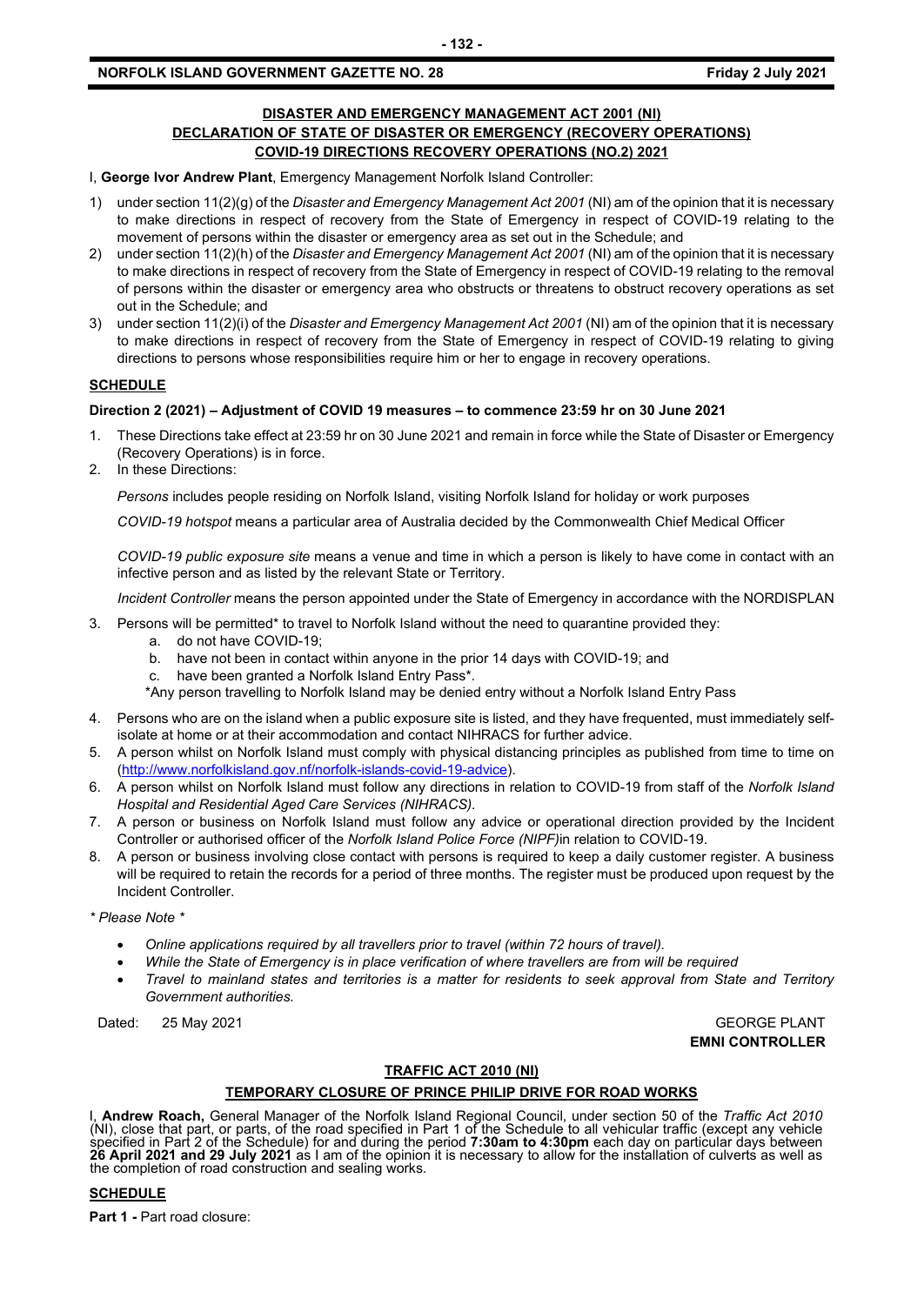## DISASTER AND EMERGENCY MANAGEMENT ACT 2001 (NI)
## DECLARATION OF STATE OF DISASTER OR EMERGENCY (RECOVERY OPERATIONS)
## COVID-19 DIRECTIONS RECOVERY OPERATIONS (NO.2) 2021

I, **George Ivor Andrew Plant**, Emergency Management Norfolk Island Controller:

1) under section 11(2)(g) of the *Disaster and Emergency Management Act 2001* (NI) am of the opinion that it is necessary to make directions in respect of recovery from the State of Emergency in respect of COVID-19 relating to the movement of persons within the disaster or emergency area as set out in the Schedule; and
2) under section 11(2)(h) of the *Disaster and Emergency Management Act 2001* (NI) am of the opinion that it is necessary to make directions in respect of recovery from the State of Emergency in respect of COVID-19 relating to the removal of persons within the disaster or emergency area who obstructs or threatens to obstruct recovery operations as set out in the Schedule; and
3) under section 11(2)(i) of the *Disaster and Emergency Management Act 2001* (NI) am of the opinion that it is necessary to make directions in respect of recovery from the State of Emergency in respect of COVID-19 relating to giving directions to persons whose responsibilities require him or her to engage in recovery operations.

### SCHEDULE

**Direction 2 (2021) – Adjustment of COVID 19 measures – to commence 23:59 hr on 30 June 2021**

1. These Directions take effect at 23:59 hr on 30 June 2021 and remain in force while the State of Disaster or Emergency (Recovery Operations) is in force.
2. In these Directions:

   *Persons* includes people residing on Norfolk Island, visiting Norfolk Island for holiday or work purposes

   *COVID-19 hotspot* means a particular area of Australia decided by the Commonwealth Chief Medical Officer

   *COVID-19 public exposure site* means a venue and time in which a person is likely to have come in contact with an infective person and as listed by the relevant State or Territory.

   *Incident Controller* means the person appointed under the State of Emergency in accordance with the NORDISPLAN

3. Persons will be permitted* to travel to Norfolk Island without the need to quarantine provided they:
   a. do not have COVID-19;
   b. have not been in contact within anyone in the prior 14 days with COVID-19; and
   c. have been granted a Norfolk Island Entry Pass*.

   *Any person travelling to Norfolk Island may be denied entry without a Norfolk Island Entry Pass

4. Persons who are on the island when a public exposure site is listed, and they have frequented, must immediately self-isolate at home or at their accommodation and contact NIHRACS for further advice.
5. A person whilst on Norfolk Island must comply with physical distancing principles as published from time to time on (http://www.norfolkisland.gov.nf/norfolk-islands-covid-19-advice).
6. A person whilst on Norfolk Island must follow any directions in relation to COVID-19 from staff of the *Norfolk Island Hospital and Residential Aged Care Services (NIHRACS).*
7. A person or business on Norfolk Island must follow any advice or operational direction provided by the Incident Controller or authorised officer of the *Norfolk Island Police Force (NIPF)*in relation to COVID-19.
8. A person or business involving close contact with persons is required to keep a daily customer register. A business will be required to retain the records for a period of three months. The register must be produced upon request by the Incident Controller.

*\* Please Note \**

- *Online applications required by all travellers prior to travel (within 72 hours of travel).*
- *While the State of Emergency is in place verification of where travellers are from will be required*
- *Travel to mainland states and territories is a matter for residents to seek approval from State and Territory Government authorities.*

Dated: 25 May 2021

GEORGE PLANT
**EMNI CONTROLLER**

## TRAFFIC ACT 2010 (NI)
## TEMPORARY CLOSURE OF PRINCE PHILIP DRIVE FOR ROAD WORKS

I, **Andrew Roach,** General Manager of the Norfolk Island Regional Council, under section 50 of the *Traffic Act 2010* (NI), close that part, or parts, of the road specified in Part 1 of the Schedule to all vehicular traffic (except any vehicle specified in Part 2 of the Schedule) for and during the period **7:30am to 4:30pm** each day on particular days between **26 April 2021 and 29 July 2021** as I am of the opinion it is necessary to allow for the installation of culverts as well as the completion of road construction and sealing works.

### SCHEDULE

**Part 1 -** Part road closure: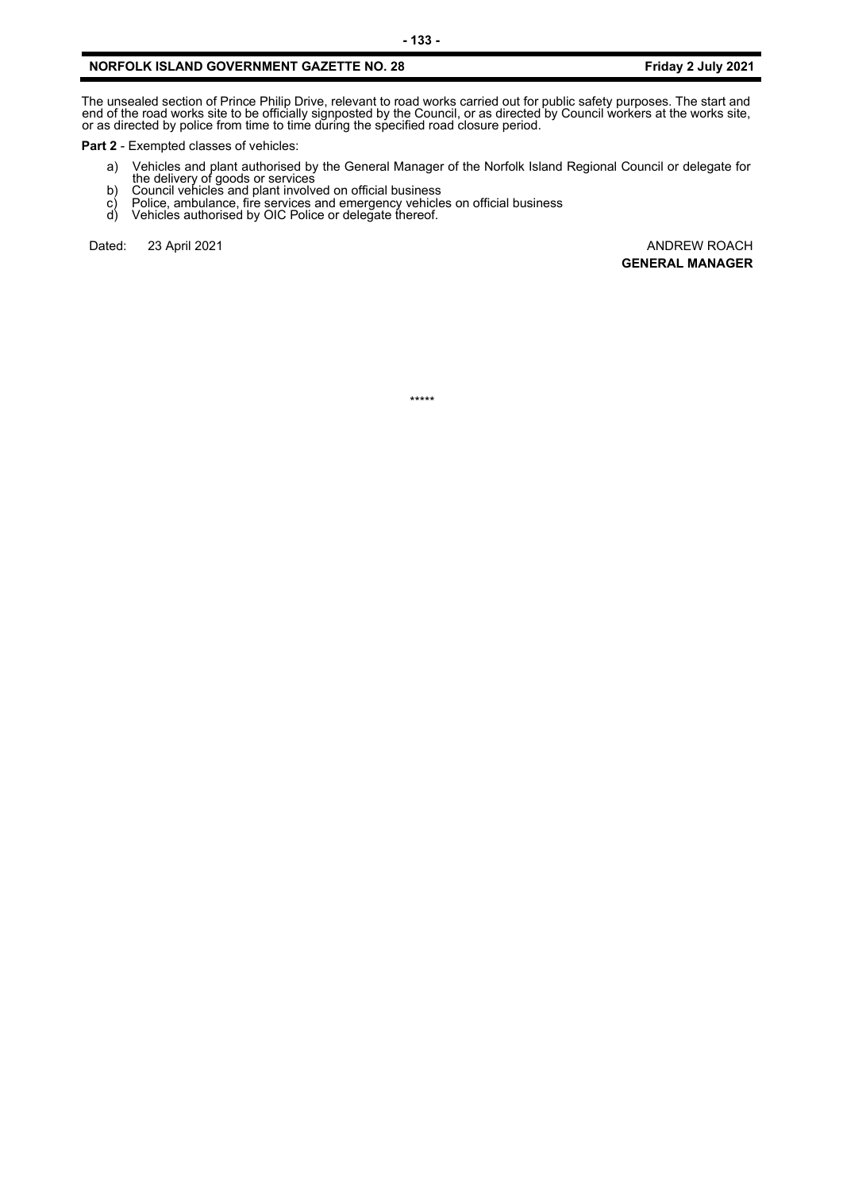The unsealed section of Prince Philip Drive, relevant to road works carried out for public safety purposes. The start and end of the road works site to be officially signposted by the Council, or as directed by Council workers at the works site, or as directed by police from time to time during the specified road closure period.

**Part 2** - Exempted classes of vehicles:

a) Vehicles and plant authorised by the General Manager of the Norfolk Island Regional Council or delegate for the delivery of goods or services
b) Council vehicles and plant involved on official business
c) Police, ambulance, fire services and emergency vehicles on official business
d) Vehicles authorised by OIC Police or delegate thereof.

Dated: 23 April 2021

ANDREW ROACH
**GENERAL MANAGER**

*****